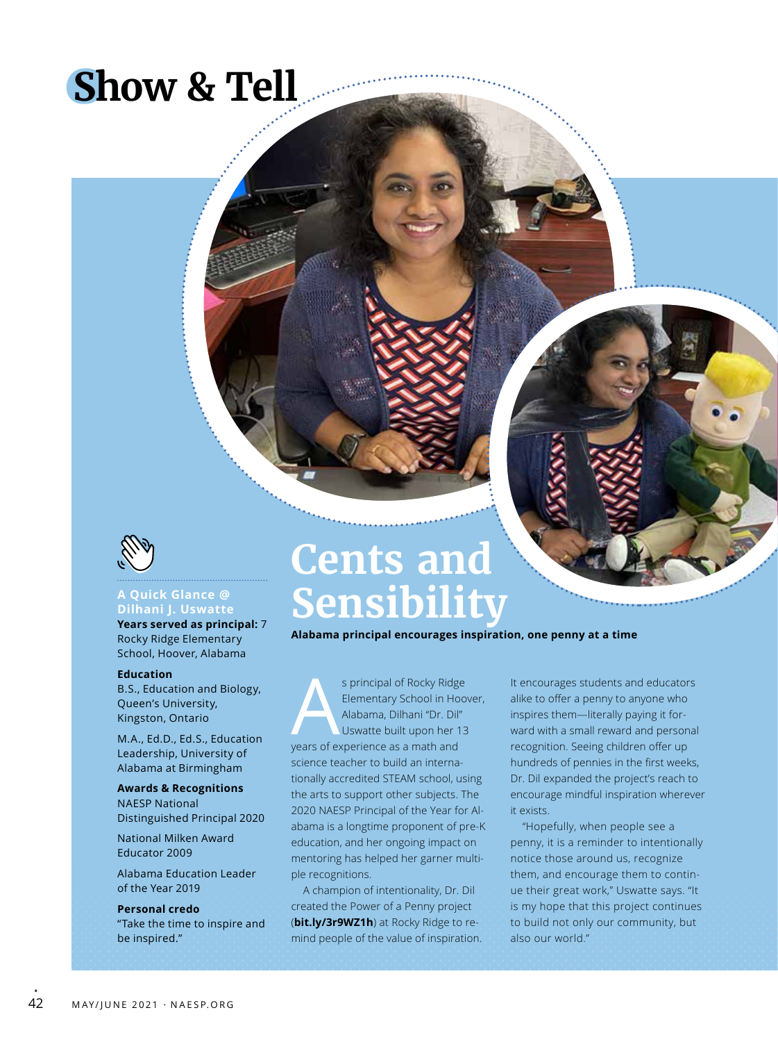# Show & Tell

## Cents and Sensibility

**Alabama principal encourages inspiration, one penny at a time**

As principal of Rocky Ridge Elementary School in Hoover, Alabama, Dilhani "Dr. Dil" Uswatte built upon her 13 years of experience as a math and science teacher to build an internationally accredited STEAM school, using the arts to support other subjects. The 2020 NAESP Principal of the Year for Alabama is a longtime proponent of pre-K education, and her ongoing impact on mentoring has helped her garner multiple recognitions.

A champion of intentionality, Dr. Dil created the Power of a Penny project (**bit.ly/3r9WZ1h**) at Rocky Ridge to remind people of the value of inspiration. It encourages students and educators alike to offer a penny to anyone who inspires them—literally paying it forward with a small reward and personal recognition. Seeing children offer up hundreds of pennies in the first weeks, Dr. Dil expanded the project's reach to encourage mindful inspiration wherever it exists.

"Hopefully, when people see a penny, it is a reminder to intentionally notice those around us, recognize them, and encourage them to continue their great work," Uswatte says. "It is my hope that this project continues to build not only our community, but also our world."

### A Quick Glance @ Dilhani J. Uswatte

**Years served as principal:** 7 Rocky Ridge Elementary School, Hoover, Alabama

**Education**

B.S., Education and Biology, Queen's University, Kingston, Ontario

M.A., Ed.D., Ed.S., Education Leadership, University of Alabama at Birmingham

**Awards & Recognitions**

NAESP National Distinguished Principal 2020

National Milken Award Educator 2009

Alabama Education Leader of the Year 2019

**Personal credo**

"Take the time to inspire and be inspired."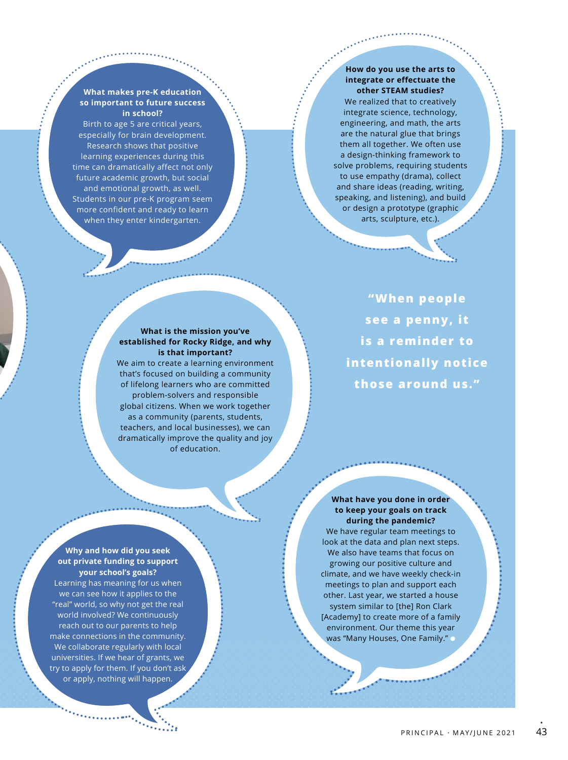**What makes pre-K education so important to future success in school?**

Birth to age 5 are critical years, especially for brain development. Research shows that positive learning experiences during this time can dramatically affect not only future academic growth, but social and emotional growth, as well. Students in our pre-K program seem more confident and ready to learn when they enter kindergarten.

**How do you use the arts to integrate or effectuate the other STEAM studies?**

We realized that to creatively integrate science, technology, engineering, and math, the arts are the natural glue that brings them all together. We often use a design-thinking framework to solve problems, requiring students to use empathy (drama), collect and share ideas (reading, writing, speaking, and listening), and build or design a prototype (graphic arts, sculpture, etc.).

**What is the mission you've established for Rocky Ridge, and why is that important?**

We aim to create a learning environment that's focused on building a community of lifelong learners who are committed problem-solvers and responsible global citizens. When we work together as a community (parents, students, teachers, and local businesses), we can dramatically improve the quality and joy of education.

**"When people see a penny, it is a reminder to intentionally notice those around us."**

**Why and how did you seek out private funding to support your school's goals?**

Learning has meaning for us when we can see how it applies to the "real" world, so why not get the real world involved? We continuously reach out to our parents to help make connections in the community. We collaborate regularly with local universities. If we hear of grants, we try to apply for them. If you don't ask or apply, nothing will happen.

**What have you done in order to keep your goals on track during the pandemic?**

We have regular team meetings to look at the data and plan next steps. We also have teams that focus on growing our positive culture and climate, and we have weekly check-in meetings to plan and support each other. Last year, we started a house system similar to [the] Ron Clark [Academy] to create more of a family environment. Our theme this year was "Many Houses, One Family."